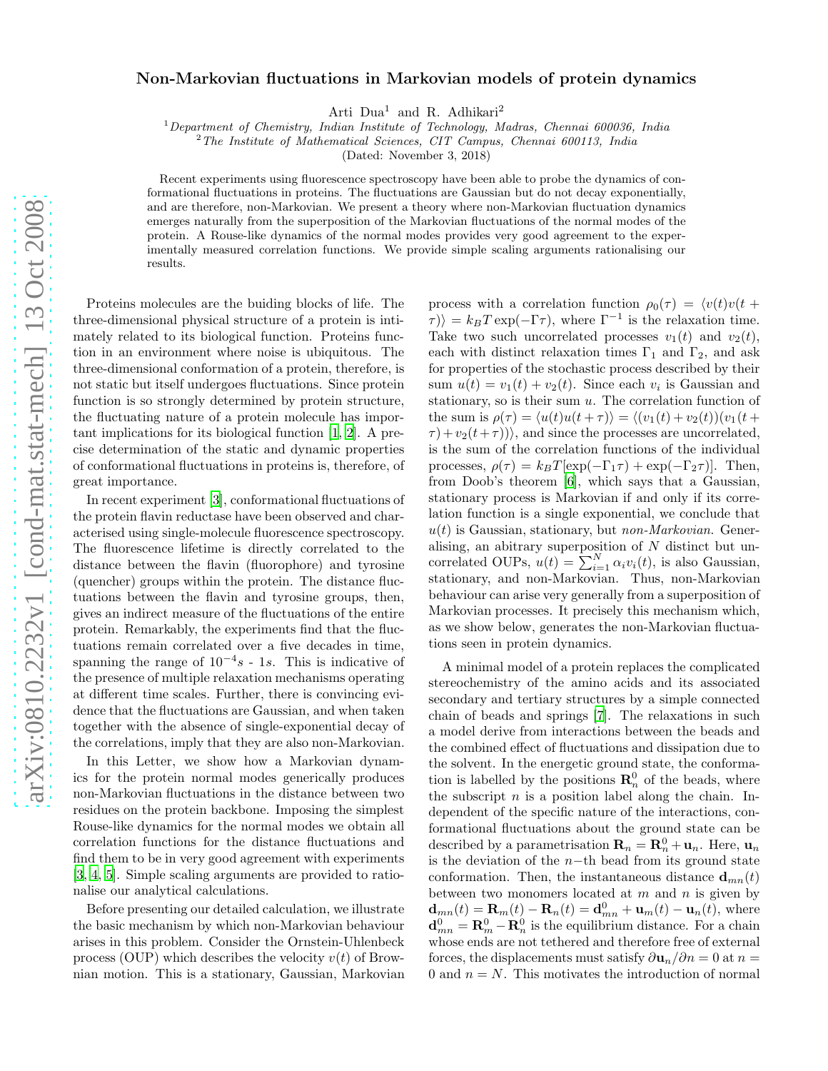# Non-Markovian fluctuations in Markovian models of protein dynamics

Arti Dua[1] and R. Adhikari[2]

[1]*Department of Chemistry, Indian Institute of Technology, Madras, Chennai 600036, India*
[2]*The Institute of Mathematical Sciences, CIT Campus, Chennai 600113, India*

(Dated: November 3, 2018)

Recent experiments using fluorescence spectroscopy have been able to probe the dynamics of conformational fluctuations in proteins. The fluctuations are Gaussian but do not decay exponentially, and are therefore, non-Markovian. We present a theory where non-Markovian fluctuation dynamics emerges naturally from the superposition of the Markovian fluctuations of the normal modes of the protein. A Rouse-like dynamics of the normal modes provides very good agreement to the experimentally measured correlation functions. We provide simple scaling arguments rationalising our results.

Proteins molecules are the buiding blocks of life. The three-dimensional physical structure of a protein is intimately related to its biological function. Proteins function in an environment where noise is ubiquitous. The three-dimensional conformation of a protein, therefore, is not static but itself undergoes fluctuations. Since protein function is so strongly determined by protein structure, the fluctuating nature of a protein molecule has important implications for its biological function [1, 2]. A precise determination of the static and dynamic properties of conformational fluctuations in proteins is, therefore, of great importance.

In recent experiment [3], conformational fluctuations of the protein flavin reductase have been observed and characterised using single-molecule fluorescence spectroscopy. The fluorescence lifetime is directly correlated to the distance between the flavin (fluorophore) and tyrosine (quencher) groups within the protein. The distance fluctuations between the flavin and tyrosine groups, then, gives an indirect measure of the fluctuations of the entire protein. Remarkably, the experiments find that the fluctuations remain correlated over a five decades in time, spanning the range of $10^{-4}s$ - $1s$. This is indicative of the presence of multiple relaxation mechanisms operating at different time scales. Further, there is convincing evidence that the fluctuations are Gaussian, and when taken together with the absence of single-exponential decay of the correlations, imply that they are also non-Markovian.

In this Letter, we show how a Markovian dynamics for the protein normal modes generically produces non-Markovian fluctuations in the distance between two residues on the protein backbone. Imposing the simplest Rouse-like dynamics for the normal modes we obtain all correlation functions for the distance fluctuations and find them to be in very good agreement with experiments [3, 4, 5]. Simple scaling arguments are provided to rationalise our analytical calculations.

Before presenting our detailed calculation, we illustrate the basic mechanism by which non-Markovian behaviour arises in this problem. Consider the Ornstein-Uhlenbeck process (OUP) which describes the velocity $v(t)$ of Brownian motion. This is a stationary, Gaussian, Markovian process with a correlation function $\rho_0(\tau) = \langle v(t)v(t+\tau)\rangle = k_BT\exp(-\Gamma\tau)$, where $\Gamma^{-1}$ is the relaxation time. Take two such uncorrelated processes $v_1(t)$ and $v_2(t)$, each with distinct relaxation times $\Gamma_1$ and $\Gamma_2$, and ask for properties of the stochastic process described by their sum $u(t) = v_1(t) + v_2(t)$. Since each $v_i$ is Gaussian and stationary, so is their sum $u$. The correlation function of the sum is $\rho(\tau) = \langle u(t)u(t+\tau)\rangle = \langle (v_1(t) + v_2(t))(v_1(t+\tau) + v_2(t+\tau))\rangle$, and since the processes are uncorrelated, is the sum of the correlation functions of the individual processes, $\rho(\tau) = k_BT[\exp(-\Gamma_1\tau) + \exp(-\Gamma_2\tau)]$. Then, from Doob's theorem [6], which says that a Gaussian, stationary process is Markovian if and only if its correlation function is a single exponential, we conclude that $u(t)$ is Gaussian, stationary, but *non-Markovian*. Generalising, an abitrary superposition of $N$ distinct but uncorrelated OUPs, $u(t) = \sum_{i=1}^{N}\alpha_i v_i(t)$, is also Gaussian, stationary, and non-Markovian. Thus, non-Markovian behaviour can arise very generally from a superposition of Markovian processes. It precisely this mechanism which, as we show below, generates the non-Markovian fluctuations seen in protein dynamics.

A minimal model of a protein replaces the complicated stereochemistry of the amino acids and its associated secondary and tertiary structures by a simple connected chain of beads and springs [7]. The relaxations in such a model derive from interactions between the beads and the combined effect of fluctuations and dissipation due to the solvent. In the energetic ground state, the conformation is labelled by the positions $\mathbf{R}_n^0$ of the beads, where the subscript $n$ is a position label along the chain. Independent of the specific nature of the interactions, conformational fluctuations about the ground state can be described by a parametrisation $\mathbf{R}_n = \mathbf{R}_n^0 + \mathbf{u}_n$. Here, $\mathbf{u}_n$ is the deviation of the $n-$th bead from its ground state conformation. Then, the instantaneous distance $\mathbf{d}_{mn}(t)$ between two monomers located at $m$ and $n$ is given by $\mathbf{d}_{mn}(t) = \mathbf{R}_m(t) - \mathbf{R}_n(t) = \mathbf{d}_{mn}^0 + \mathbf{u}_m(t) - \mathbf{u}_n(t)$, where $\mathbf{d}_{mn}^0 = \mathbf{R}_m^0 - \mathbf{R}_n^0$ is the equilibrium distance. For a chain whose ends are not tethered and therefore free of external forces, the displacements must satisfy $\partial\mathbf{u}_n/\partial n = 0$ at $n = 0$ and $n = N$. This motivates the introduction of normal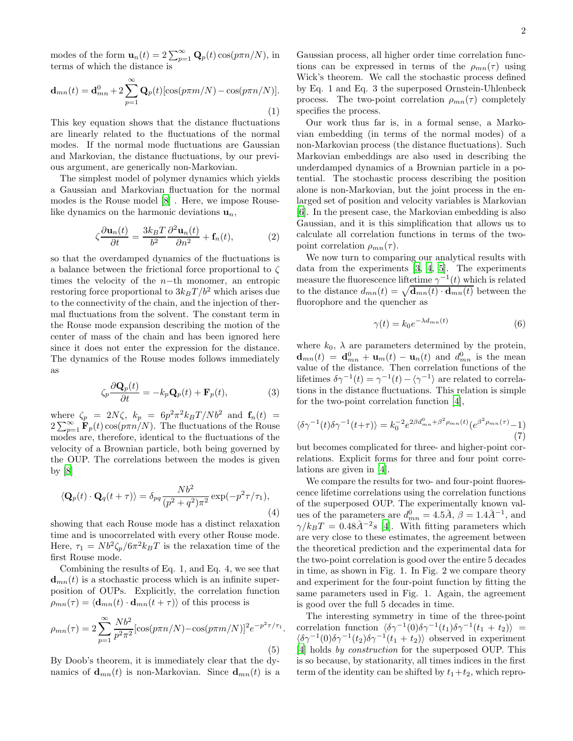modes of the form $\mathbf{u}_n(t) = 2\sum_{p=1}^{\infty} \mathbf{Q}_p(t)\cos(p\pi n/N)$, in terms of which the distance is

$$\mathbf{d}_{mn}(t) = \mathbf{d}_{mn}^0 + 2\sum_{p=1}^{\infty} \mathbf{Q}_p(t)[\cos(p\pi m/N) - \cos(p\pi n/N)]. \tag{1}$$

This key equation shows that the distance fluctuations are linearly related to the fluctuations of the normal modes. If the normal mode fluctuations are Gaussian and Markovian, the distance fluctuations, by our previous argument, are generically non-Markovian.

The simplest model of polymer dynamics which yields a Gaussian and Markovian fluctuation for the normal modes is the Rouse model [8] . Here, we impose Rouse-like dynamics on the harmonic deviations $\mathbf{u}_n$,

$$\zeta\frac{\partial \mathbf{u}_n(t)}{\partial t} = \frac{3k_BT}{b^2}\frac{\partial^2 \mathbf{u}_n(t)}{\partial n^2} + \mathbf{f}_n(t), \tag{2}$$

so that the overdamped dynamics of the fluctuations is a balance between the frictional force proportional to $\zeta$ times the velocity of the $n-$th monomer, an entropic restoring force proportional to $3k_BT/b^2$ which arises due to the connectivity of the chain, and the injection of thermal fluctuations from the solvent. The constant term in the Rouse mode expansion describing the motion of the center of mass of the chain and has been ignored here since it does not enter the expression for the distance. The dynamics of the Rouse modes follows immediately as

$$\zeta_p\frac{\partial \mathbf{Q}_p(t)}{\partial t} = -k_p\mathbf{Q}_p(t) + \mathbf{F}_p(t), \tag{3}$$

where $\zeta_p = 2N\zeta$, $k_p = 6p^2\pi^2k_BT/Nb^2$ and $\mathbf{f}_n(t) = 2\sum_{p=1}^{\infty}\mathbf{F}_p(t)\cos(p\pi n/N)$. The fluctuations of the Rouse modes are, therefore, identical to the fluctuations of the velocity of a Brownian particle, both being governed by the OUP. The correlations between the modes is given by [8]

$$\langle \mathbf{Q}_p(t)\cdot\mathbf{Q}_q(t+\tau)\rangle = \delta_{pq}\frac{Nb^2}{(p^2+q^2)\pi^2}\exp(-p^2\tau/\tau_1), \tag{4}$$

showing that each Rouse mode has a distinct relaxation time and is unocorrelated with every other Rouse mode. Here, $\tau_1 = Nb^2\zeta_p/6\pi^2k_BT$ is the relaxation time of the first Rouse mode.

Combining the results of Eq. 1, and Eq. 4, we see that $\mathbf{d}_{mn}(t)$ is a stochastic process which is an infinite superposition of OUPs. Explicitly, the correlation function $\rho_{mn}(\tau) = \langle \mathbf{d}_{mn}(t)\cdot\mathbf{d}_{mn}(t+\tau)\rangle$ of this process is

$$\rho_{mn}(\tau) = 2\sum_{p=1}^{\infty}\frac{Nb^2}{p^2\pi^2}[\cos(p\pi n/N) - \cos(p\pi m/N)]^2 e^{-p^2\tau/\tau_1}. \tag{5}$$

By Doob's theorem, it is immediately clear that the dynamics of $\mathbf{d}_{mn}(t)$ is non-Markovian. Since $\mathbf{d}_{mn}(t)$ is a Gaussian process, all higher order time correlation functions can be expressed in terms of the $\rho_{mn}(\tau)$ using Wick's theorem. We call the stochastic process defined by Eq. 1 and Eq. 3 the superposed Ornstein-Uhlenbeck process. The two-point correlation $\rho_{mn}(\tau)$ completely specifies the process.

Our work thus far is, in a formal sense, a Markovian embedding (in terms of the normal modes) of a non-Markovian process (the distance fluctuations). Such Markovian embeddings are also used in describing the underdamped dynamics of a Brownian particle in a potential. The stochastic process describing the position alone is non-Markovian, but the joint process in the enlarged set of position and velocity variables is Markovian [6]. In the present case, the Markovian embedding is also Gaussian, and it is this simplification that allows us to calculate all correlation functions in terms of the two-point correlation $\rho_{mn}(\tau)$.

We now turn to comparing our analytical results with data from the experiments [3, 4, 5]. The experiments measure the fluorescence lifetime $\gamma^{-1}(t)$ which is related to the distance $d_{mn}(t) = \sqrt{\mathbf{d}_{mn}(t)\cdot\mathbf{d}_{mn}(t)}$ between the fluorophore and the quencher as

$$\gamma(t) = k_0 e^{-\lambda d_{mn}(t)} \tag{6}$$

where $k_0$, $\lambda$ are parameters determined by the protein, $\mathbf{d}_{mn}(t) = \mathbf{d}_{mn}^0 + \mathbf{u}_m(t) - \mathbf{u}_n(t)$ and $d_{mn}^0$ is the mean value of the distance. Then correlation functions of the lifetimes $\delta\gamma^{-1}(t) = \gamma^{-1}(t) - \langle\gamma^{-1}\rangle$ are related to correlations in the distance fluctuations. This relation is simple for the two-point correlation function [4],

$$\langle\delta\gamma^{-1}(t)\delta\gamma^{-1}(t+\tau)\rangle = k_0^{-2}e^{2\beta d_{mn}^0 + \beta^2\rho_{mn}(t)}(e^{\beta^2\rho_{mn}(\tau)} - 1) \tag{7}$$

but becomes complicated for three- and higher-point correlations. Explicit forms for three and four point correlations are given in [4].

We compare the results for two- and four-point fluorescence lifetime correlations using the correlation functions of the superposed OUP. The experimentally known values of the parameters are $d_{mn}^0 = 4.5\text{Å}$, $\beta = 1.4\text{Å}^{-1}$, and $\gamma/k_BT = 0.48\text{Å}^{-2}s$ [4]. With fitting parameters which are very close to these estimates, the agreement between the theoretical prediction and the experimental data for the two-point correlation is good over the entire 5 decades in time, as shown in Fig. 1. In Fig. 2 we compare theory and experiment for the four-point function by fitting the same parameters used in Fig. 1. Again, the agreement is good over the full 5 decades in time.

The interesting symmetry in time of the three-point correlation function $\langle\delta\gamma^{-1}(0)\delta\gamma^{-1}(t_1)\delta\gamma^{-1}(t_1+t_2)\rangle = \langle\delta\gamma^{-1}(0)\delta\gamma^{-1}(t_2)\delta\gamma^{-1}(t_1+t_2)\rangle$ observed in experiment [4] holds *by construction* for the superposed OUP. This is so because, by stationarity, all times indices in the first term of the identity can be shifted by $t_1+t_2$, which repro-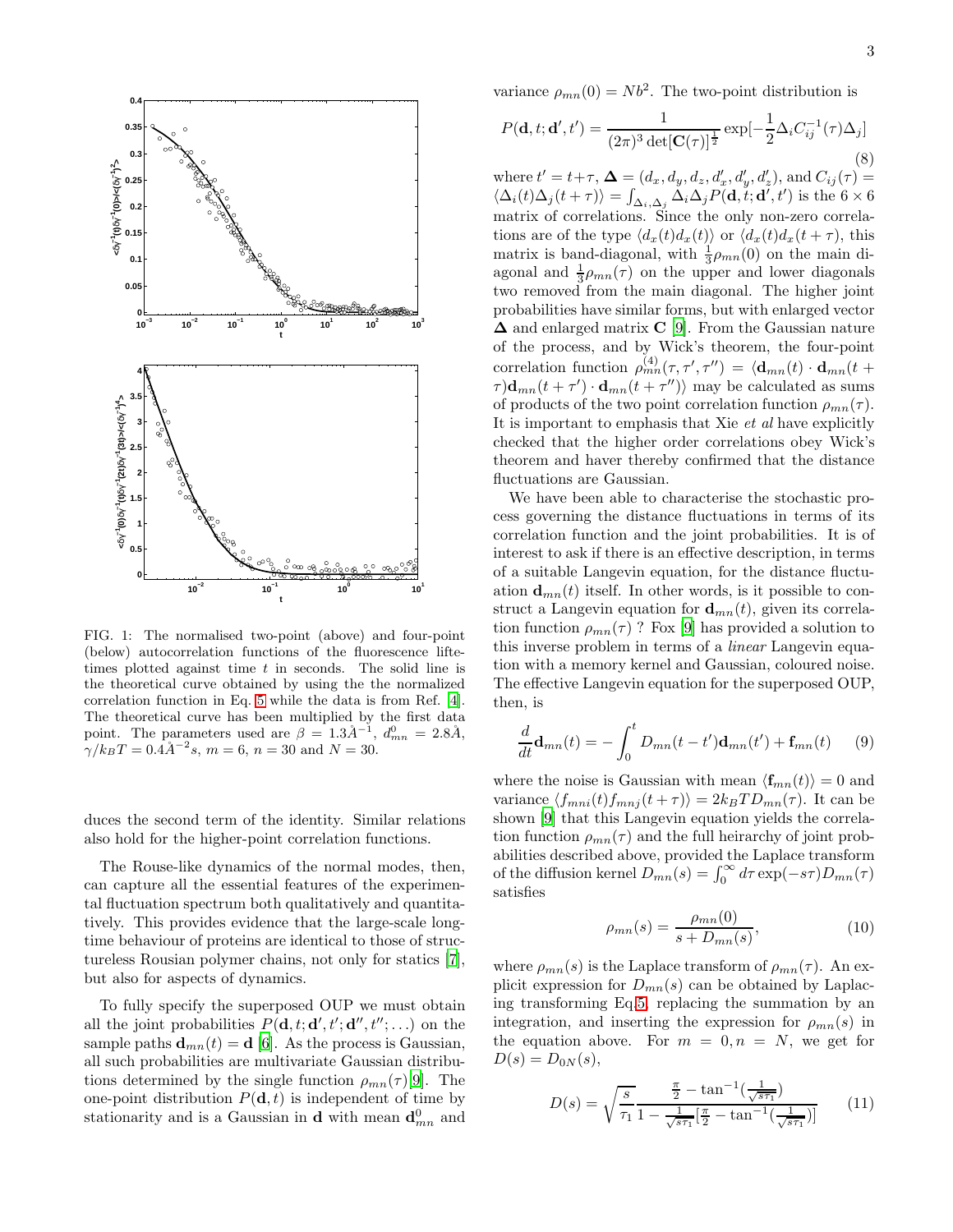FIG. 1: The normalised two-point (above) and four-point (below) autocorrelation functions of the fluorescence liftetimes plotted against time $t$ in seconds. The solid line is the theoretical curve obtained by using the the normalized correlation function in Eq. 5 while the data is from Ref. [4]. The theoretical curve has been multiplied by the first data point. The parameters used are $\beta = 1.3 Å^{-1}$, $d^0_{mn} = 2.8 Å$, $\gamma/k_BT = 0.4 Å^{-2}s$, $m = 6$, $n = 30$ and $N = 30$.

duces the second term of the identity. Similar relations also hold for the higher-point correlation functions.

The Rouse-like dynamics of the normal modes, then, can capture all the essential features of the experimental fluctuation spectrum both qualitatively and quantitatively. This provides evidence that the large-scale long-time behaviour of proteins are identical to those of structureless Rousian polymer chains, not only for statics [7], but also for aspects of dynamics.

To fully specify the superposed OUP we must obtain all the joint probabilities $P(\mathbf{d}, t; \mathbf{d}', t'; \mathbf{d}'', t''; \ldots)$ on the sample paths $\mathbf{d}_{mn}(t) = \mathbf{d}$ [6]. As the process is Gaussian, all such probabilities are multivariate Gaussian distributions determined by the single function $\rho_{mn}(\tau)$[9]. The one-point distribution $P(\mathbf{d}, t)$ is independent of time by stationarity and is a Gaussian in $\mathbf{d}$ with mean $\mathbf{d}^0_{mn}$ and variance $\rho_{mn}(0) = Nb^2$. The two-point distribution is

$$P(\mathbf{d}, t; \mathbf{d}', t') = \frac{1}{(2\pi)^3 \det[\mathbf{C}(\tau)]^{\frac{1}{2}}} \exp[-\frac{1}{2}\Delta_i C^{-1}_{ij}(\tau)\Delta_j] \tag{8}$$

where $t' = t+\tau$, $\mathbf{\Delta} = (d_x, d_y, d_z, d'_x, d'_y, d'_z)$, and $C_{ij}(\tau) = \langle \Delta_i(t)\Delta_j(t+\tau)\rangle = \int_{\Delta_i, \Delta_j} \Delta_i \Delta_j P(\mathbf{d}, t; \mathbf{d}', t')$ is the $6 \times 6$ matrix of correlations. Since the only non-zero correlations are of the type $\langle d_x(t) d_x(t)\rangle$ or $\langle d_x(t) d_x(t+\tau)$, this matrix is band-diagonal, with $\frac{1}{3}\rho_{mn}(0)$ on the main diagonal and $\frac{1}{3}\rho_{mn}(\tau)$ on the upper and lower diagonals two removed from the main diagonal. The higher joint probabilities have similar forms, but with enlarged vector $\mathbf{\Delta}$ and enlarged matrix $\mathbf{C}$ [9]. From the Gaussian nature of the process, and by Wick's theorem, the four-point correlation function $\rho^{(4)}_{mn}(\tau, \tau', \tau'') = \langle \mathbf{d}_{mn}(t) \cdot \mathbf{d}_{mn}(t + \tau)\mathbf{d}_{mn}(t+\tau') \cdot \mathbf{d}_{mn}(t+\tau'')\rangle$ may be calculated as sums of products of the two point correlation function $\rho_{mn}(\tau)$. It is important to emphasis that Xie *et al* have explicitly checked that the higher order correlations obey Wick's theorem and haver thereby confirmed that the distance fluctuations are Gaussian.

We have been able to characterise the stochastic process governing the distance fluctuations in terms of its correlation function and the joint probabilities. It is of interest to ask if there is an effective description, in terms of a suitable Langevin equation, for the distance fluctuation $\mathbf{d}_{mn}(t)$ itself. In other words, is it possible to construct a Langevin equation for $\mathbf{d}_{mn}(t)$, given its correlation function $\rho_{mn}(\tau)$ ? Fox [9] has provided a solution to this inverse problem in terms of a *linear* Langevin equation with a memory kernel and Gaussian, coloured noise. The effective Langevin equation for the superposed OUP, then, is

$$\frac{d}{dt}\mathbf{d}_{mn}(t) = -\int_0^t D_{mn}(t-t')\mathbf{d}_{mn}(t') + \mathbf{f}_{mn}(t) \tag{9}$$

where the noise is Gaussian with mean $\langle \mathbf{f}_{mn}(t)\rangle = 0$ and variance $\langle f_{mni}(t) f_{mnj}(t+\tau)\rangle = 2k_BTD_{mn}(\tau)$. It can be shown [9] that this Langevin equation yields the correlation function $\rho_{mn}(\tau)$ and the full heirarchy of joint probabilities described above, provided the Laplace transform of the diffusion kernel $D_{mn}(s) = \int_0^\infty d\tau \exp(-s\tau) D_{mn}(\tau)$ satisfies

$$\rho_{mn}(s) = \frac{\rho_{mn}(0)}{s + D_{mn}(s)}, \tag{10}$$

where $\rho_{mn}(s)$ is the Laplace transform of $\rho_{mn}(\tau)$. An explicit expression for $D_{mn}(s)$ can be obtained by Laplacing transforming Eq.5, replacing the summation by an integration, and inserting the expression for $\rho_{mn}(s)$ in the equation above. For $m = 0, n = N$, we get for $D(s) = D_{0N}(s)$,

$$D(s) = \sqrt{\frac{s}{\tau_1}} \frac{\frac{\pi}{2} - \tan^{-1}(\frac{1}{\sqrt{s\tau_1}})}{1 - \frac{1}{\sqrt{s\tau_1}}[\frac{\pi}{2} - \tan^{-1}(\frac{1}{\sqrt{s\tau_1}})]} \tag{11}$$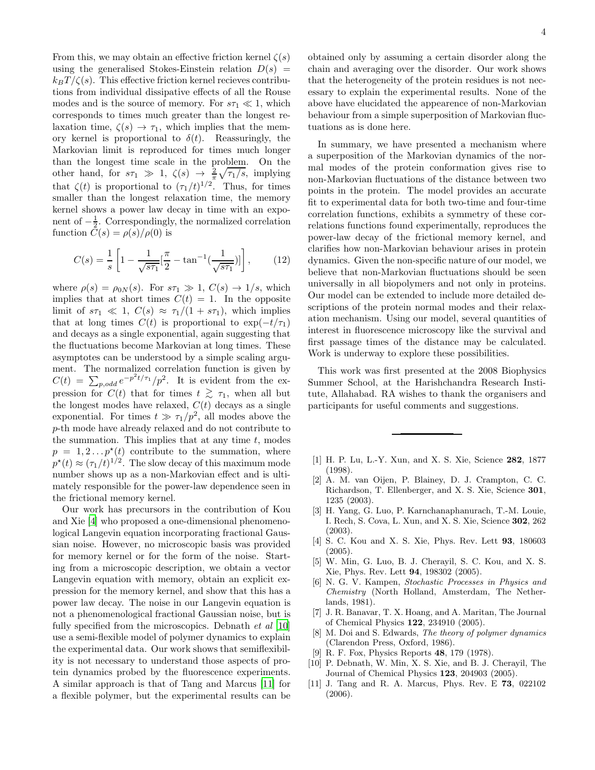From this, we may obtain an effective friction kernel $\zeta(s)$ using the generalised Stokes-Einstein relation $D(s) = k_BT/\zeta(s)$. This effective friction kernel recieves contributions from individual dissipative effects of all the Rouse modes and is the source of memory. For $s\tau_1 \ll 1$, which corresponds to times much greater than the longest relaxation time, $\zeta(s) \to \tau_1$, which implies that the memory kernel is proportional to $\delta(t)$. Reassuringly, the Markovian limit is reproduced for times much longer than the longest time scale in the problem. On the other hand, for $s\tau_1 \gg 1$, $\zeta(s) \to \frac{2}{\pi}\sqrt{\tau_1/s}$, implying that $\zeta(t)$ is proportional to $(\tau_1/t)^{1/2}$. Thus, for times smaller than the longest relaxation time, the memory kernel shows a power law decay in time with an exponent of $-\frac{1}{2}$. Correspondingly, the normalized correlation function $C(s) = \rho(s)/\rho(0)$ is

$$C(s) = \frac{1}{s}\left[1 - \frac{1}{\sqrt{s\tau_1}}[\frac{\pi}{2} - \tan^{-1}(\frac{1}{\sqrt{s\tau_1}})]\right], \qquad (12)$$

where $\rho(s) = \rho_{0N}(s)$. For $s\tau_1 \gg 1$, $C(s) \to 1/s$, which implies that at short times $C(t) = 1$. In the opposite limit of $s\tau_1 \ll 1$, $C(s) \approx \tau_1/(1 + s\tau_1)$, which implies that at long times $C(t)$ is proportional to $\exp(-t/\tau_1)$ and decays as a single exponential, again suggesting that the fluctuations become Markovian at long times. These asymptotes can be understood by a simple scaling argument. The normalized correlation function is given by $C(t) = \sum_{p,odd} e^{-p^2 t/\tau_1}/p^2$. It is evident from the expression for $C(t)$ that for times $t \gtrsim \tau_1$, when all but the longest modes have relaxed, $C(t)$ decays as a single exponential. For times $t \gg \tau_1/p^2$, all modes above the $p$-th mode have already relaxed and do not contribute to the summation. This implies that at any time $t$, modes $p = 1, 2 \ldots p^\star(t)$ contribute to the summation, where $p^\star(t) \approx (\tau_1/t)^{1/2}$. The slow decay of this maximum mode number shows up as a non-Markovian effect and is ultimately responsible for the power-law dependence seen in the frictional memory kernel.

Our work has precursors in the contribution of Kou and Xie [4] who proposed a one-dimensional phenomenological Langevin equation incorporating fractional Gaussian noise. However, no microscopic basis was provided for memory kernel or for the form of the noise. Starting from a microscopic description, we obtain a vector Langevin equation with memory, obtain an explicit expression for the memory kernel, and show that this has a power law decay. The noise in our Langevin equation is not a phenomenological fractional Gaussian noise, but is fully specified from the microscopics. Debnath *et al* [10] use a semi-flexible model of polymer dynamics to explain the experimental data. Our work shows that semiflexibility is not necessary to understand those aspects of protein dynamics probed by the fluorescence experiments. A similar approach is that of Tang and Marcus [11] for a flexible polymer, but the experimental results can be obtained only by assuming a certain disorder along the chain and averaging over the disorder. Our work shows that the heterogeneity of the protein residues is not necessary to explain the experimental results. None of the above have elucidated the appearence of non-Markovian behaviour from a simple superposition of Markovian fluctuations as is done here.

In summary, we have presented a mechanism where a superposition of the Markovian dynamics of the normal modes of the protein conformation gives rise to non-Markovian fluctuations of the distance between two points in the protein. The model provides an accurate fit to experimental data for both two-time and four-time correlation functions, exhibits a symmetry of these correlations functions found experimentally, reproduces the power-law decay of the frictional memory kernel, and clarifies how non-Markovian behaviour arises in protein dynamics. Given the non-specific nature of our model, we believe that non-Markovian fluctuations should be seen universally in all biopolymers and not only in proteins. Our model can be extended to include more detailed descriptions of the protein normal modes and their relaxation mechanism. Using our model, several quantities of interest in fluorescence microscopy like the survival and first passage times of the distance may be calculated. Work is underway to explore these possibilities.

This work was first presented at the 2008 Biophysics Summer School, at the Harishchandra Research Institute, Allahabad. RA wishes to thank the organisers and participants for useful comments and suggestions.

---

[1] H. P. Lu, L.-Y. Xun, and X. S. Xie, Science **282**, 1877 (1998).

[2] A. M. van Oijen, P. Blainey, D. J. Crampton, C. C. Richardson, T. Ellenberger, and X. S. Xie, Science **301**, 1235 (2003).

[3] H. Yang, G. Luo, P. Karnchanaphanurach, T.-M. Louie, I. Rech, S. Cova, L. Xun, and X. S. Xie, Science **302**, 262 (2003).

[4] S. C. Kou and X. S. Xie, Phys. Rev. Lett **93**, 180603 (2005).

[5] W. Min, G. Luo, B. J. Cherayil, S. C. Kou, and X. S. Xie, Phys. Rev. Lett **94**, 198302 (2005).

[6] N. G. V. Kampen, *Stochastic Processes in Physics and Chemistry* (North Holland, Amsterdam, The Netherlands, 1981).

[7] J. R. Banavar, T. X. Hoang, and A. Maritan, The Journal of Chemical Physics **122**, 234910 (2005).

[8] M. Doi and S. Edwards, *The theory of polymer dynamics* (Clarendon Press, Oxford, 1986).

[9] R. F. Fox, Physics Reports **48**, 179 (1978).

[10] P. Debnath, W. Min, X. S. Xie, and B. J. Cherayil, The Journal of Chemical Physics **123**, 204903 (2005).

[11] J. Tang and R. A. Marcus, Phys. Rev. E **73**, 022102 (2006).